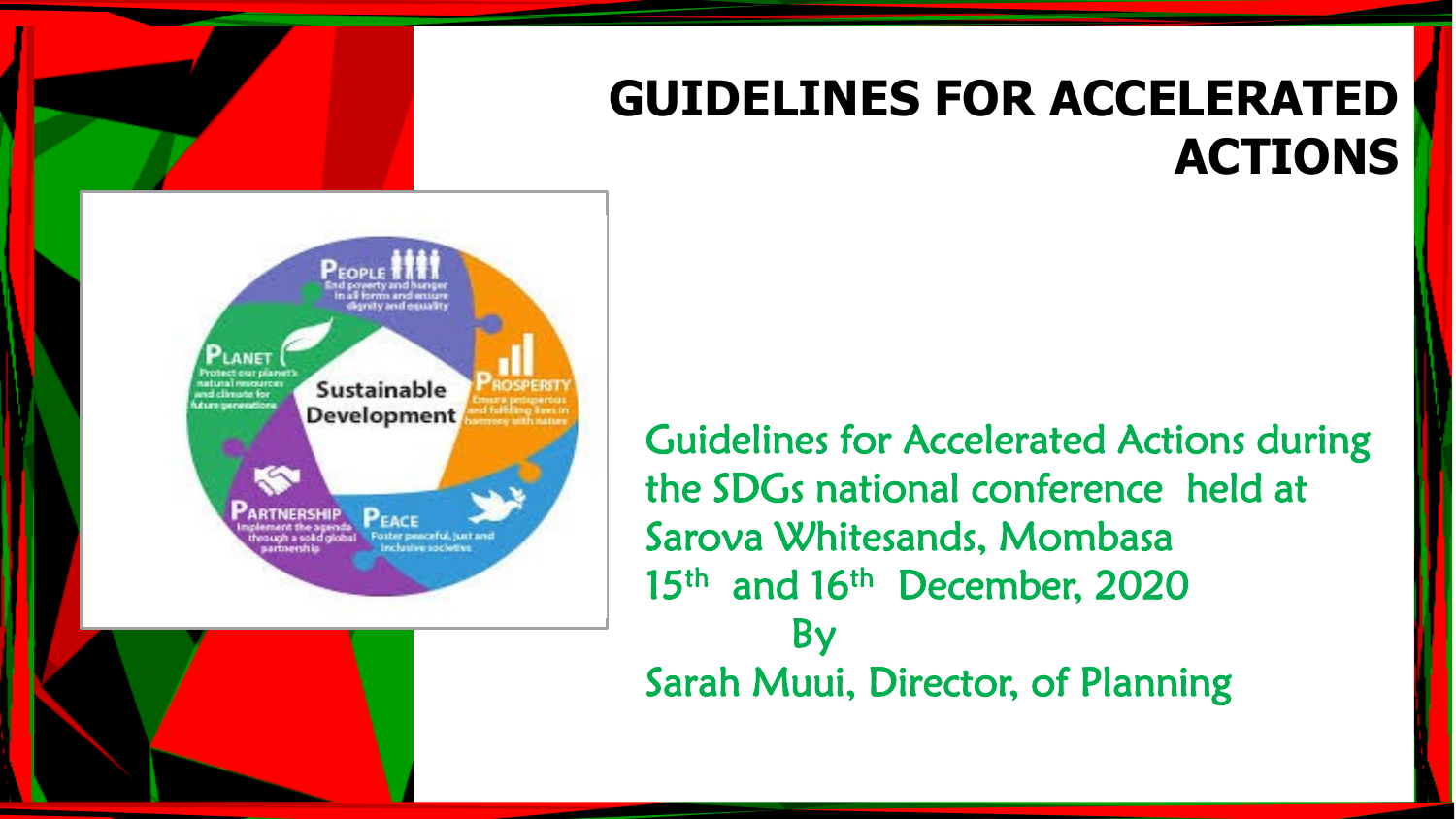# GUIDELINES FOR ACCELERATED ACTIONS

Guidelines for Accelerated Actions during the SDGs national conference held at Sarova Whitesands, Mombasa

15th and 16th December, 2020

By

Sarah Muui, Director, of Planning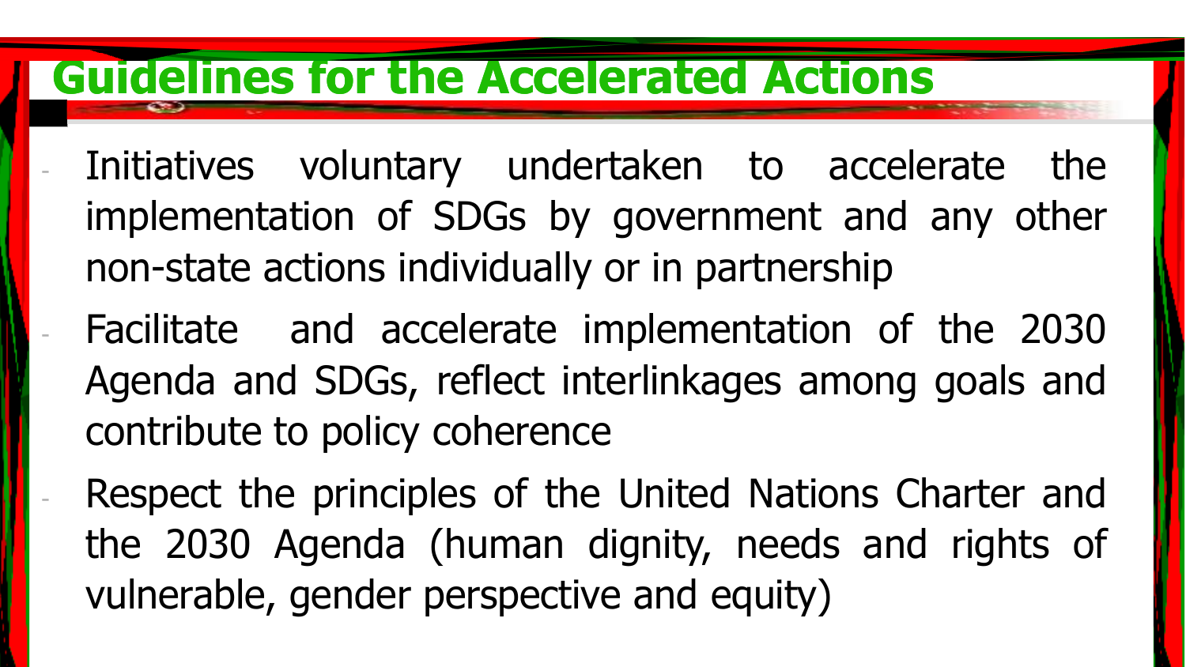# Guidelines for the Accelerated Actions

- Initiatives voluntary undertaken to accelerate the implementation of SDGs by government and any other non-state actions individually or in partnership
- Facilitate and accelerate implementation of the 2030 Agenda and SDGs, reflect interlinkages among goals and contribute to policy coherence
- Respect the principles of the United Nations Charter and the 2030 Agenda (human dignity, needs and rights of vulnerable, gender perspective and equity)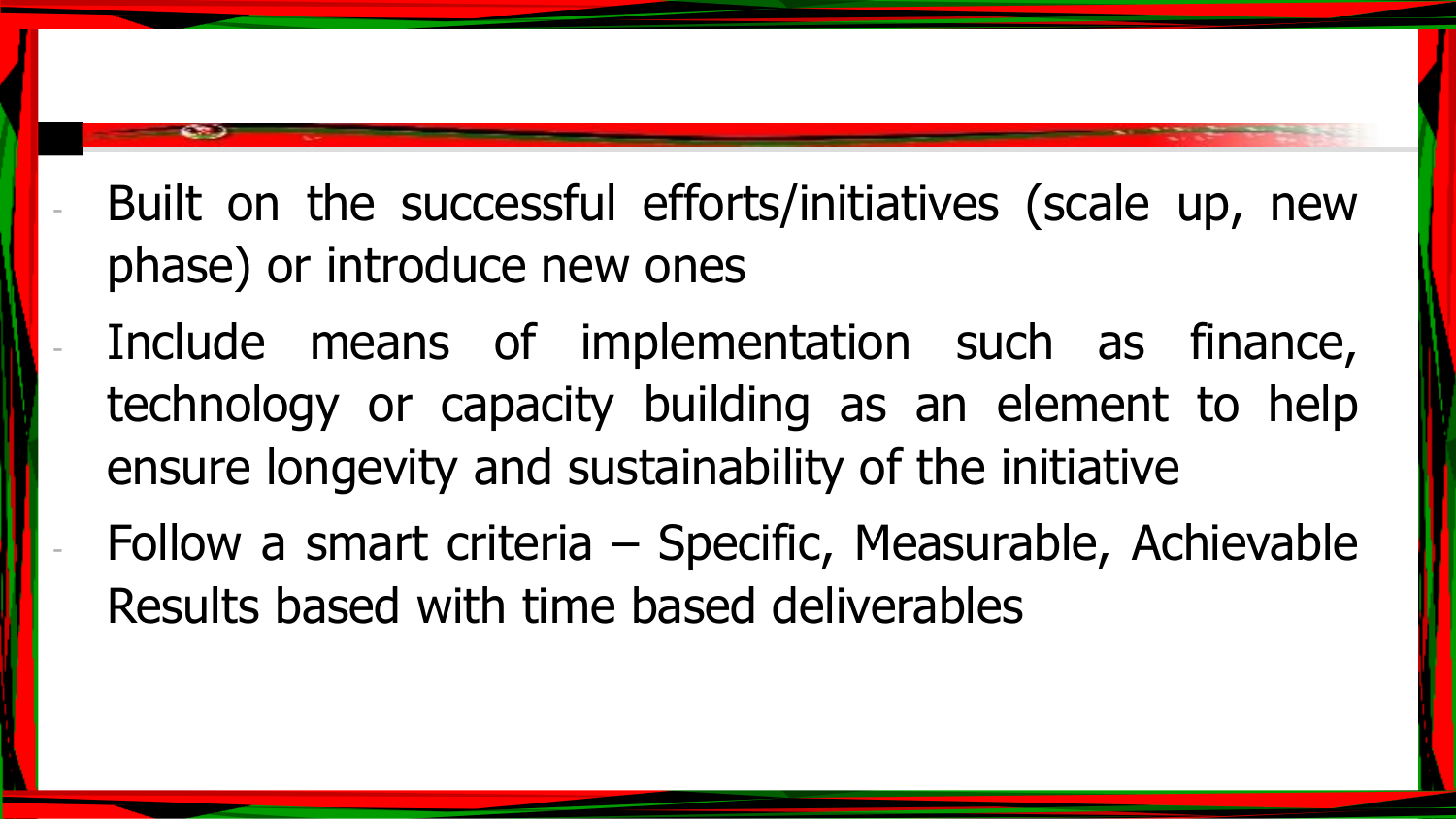- Built on the successful efforts/initiatives (scale up, new phase) or introduce new ones
- Include means of implementation such as finance, technology or capacity building as an element to help ensure longevity and sustainability of the initiative
- Follow a smart criteria – Specific, Measurable, Achievable Results based with time based deliverables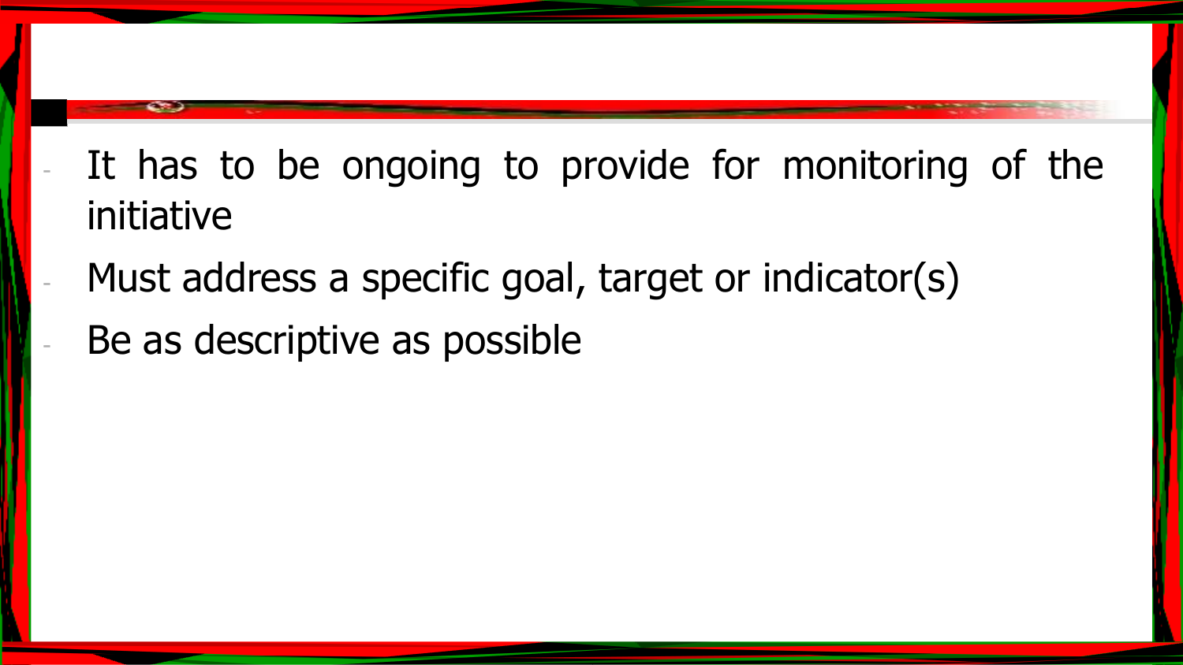- It has to be ongoing to provide for monitoring of the initiative
- Must address a specific goal, target or indicator(s)
- Be as descriptive as possible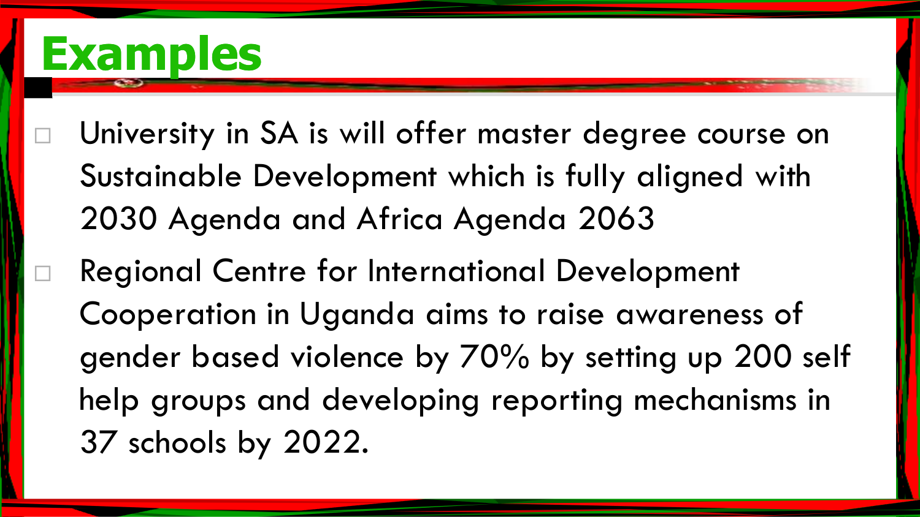# Examples

- University in SA is will offer master degree course on Sustainable Development which is fully aligned with 2030 Agenda and Africa Agenda 2063
- Regional Centre for International Development Cooperation in Uganda aims to raise awareness of gender based violence by 70% by setting up 200 self help groups and developing reporting mechanisms in 37 schools by 2022.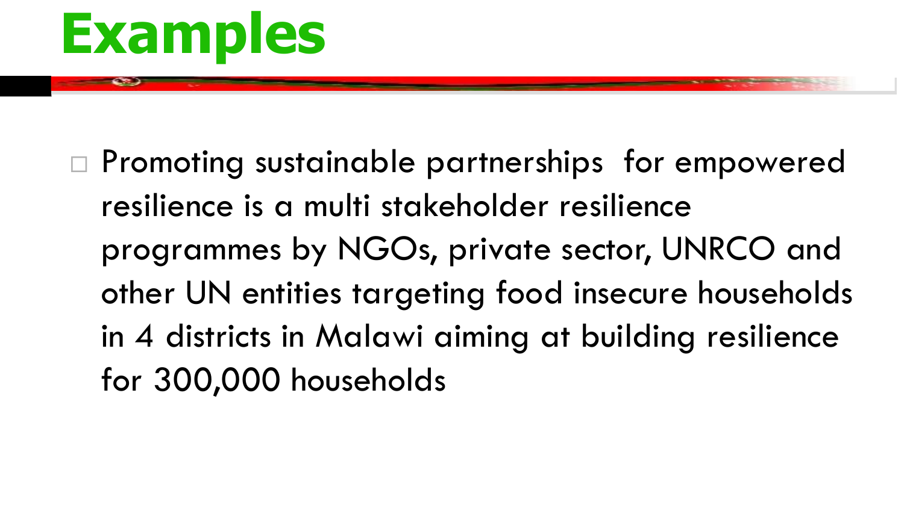# Examples

- Promoting sustainable partnerships  for empowered resilience is a multi stakeholder resilience programmes by NGOs, private sector, UNRCO and other UN entities targeting food insecure households in 4 districts in Malawi aiming at building resilience for 300,000 households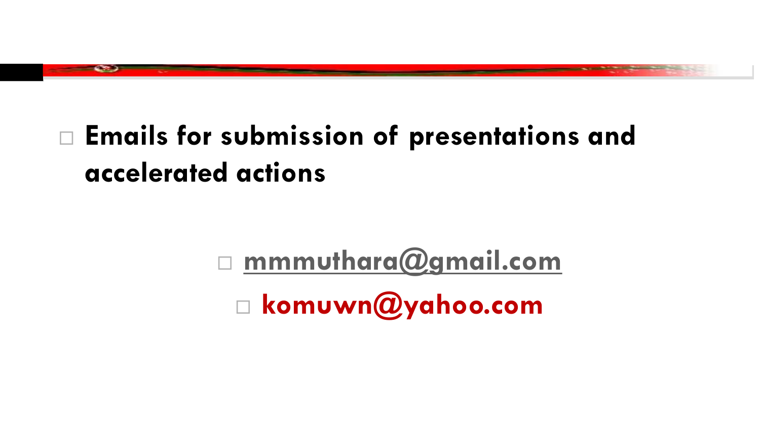- **Emails for submission of presentations and accelerated actions**

  - mmmuthara@gmail.com
  - **komuwn@yahoo.com**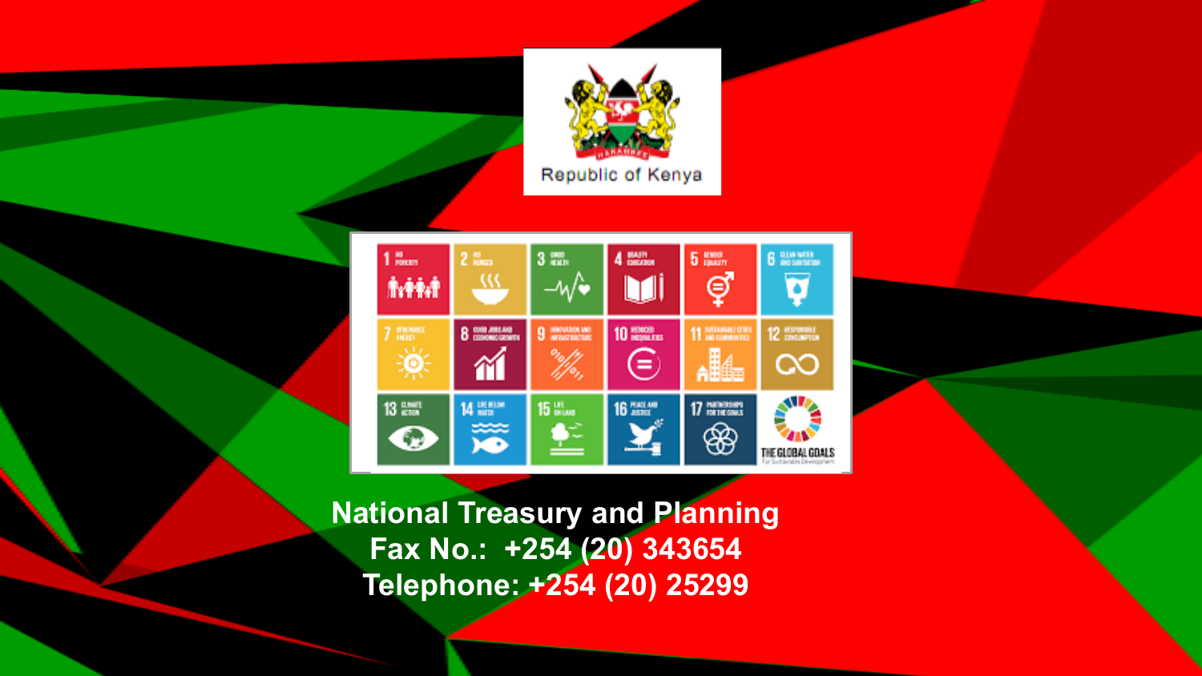Republic of Kenya

National Treasury and Planning
Fax No.: +254 (20) 343654
Telephone: +254 (20) 25299